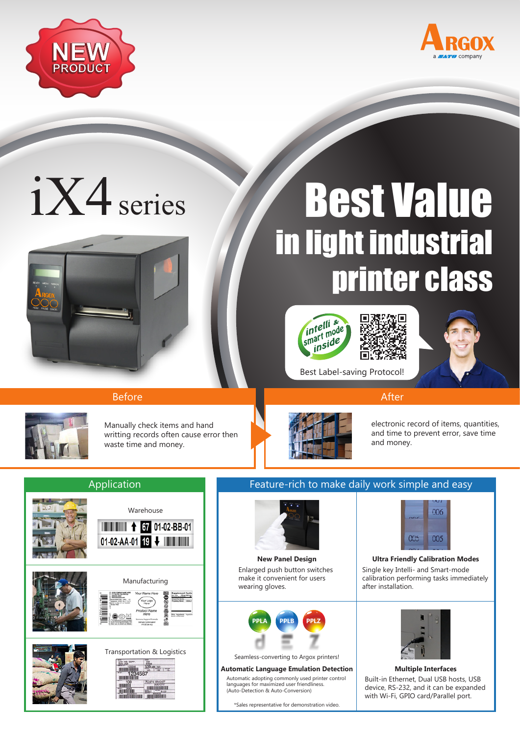NEW PRODUCT

ARGOX a SATO company

# iX4 series

# Best Value in light industrial printer class

intelli & smart mode inside

Best Label-saving Protocol!

## Before

Manually check items and hand writting records often cause error then waste time and money.

## After

electronic record of items, quantities, and time to prevent error, save time and money.

## Application

Warehouse

01-02-BB-01

01-02-AA-01

Manufacturing

Transportation & Logistics

## Feature-rich to make daily work simple and easy

**New Panel Design**

Enlarged push button switches make it convenient for users wearing gloves.

**Ultra Friendly Calibration Modes**

Single key Intelli- and Smart-mode calibration performing tasks immediately after installation.

PPLA PPLB PPLZ

Seamless-converting to Argox printers!

**Automatic Language Emulation Detection**

Automatic adopting commonly used printer control languages for maximized user friendliness. (Auto-Detection & Auto-Conversion)

*Sales representative for demonstration video.

**Multiple Interfaces**

Built-in Ethernet, Dual USB hosts, USB device, RS-232, and it can be expanded with Wi-Fi, GPIO card/Parallel port.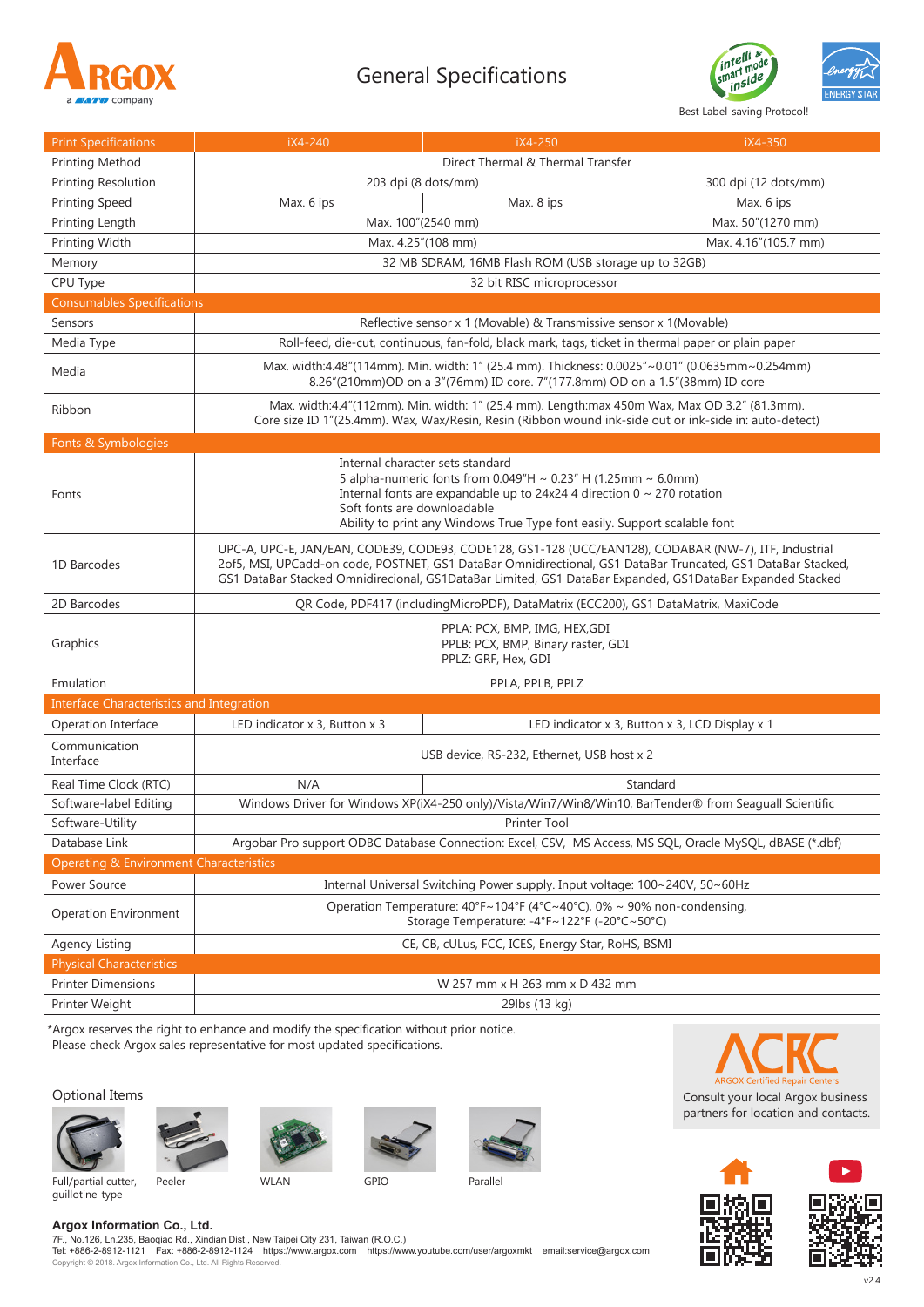# General Specifications

Best Label-saving Protocol!

| Print Specifications | iX4-240 | iX4-250 | iX4-350 |
|---|---|---|---|
| Printing Method | Direct Thermal & Thermal Transfer | | |
| Printing Resolution | 203 dpi (8 dots/mm) | | 300 dpi (12 dots/mm) |
| Printing Speed | Max. 6 ips | Max. 8 ips | Max. 6 ips |
| Printing Length | Max. 100"(2540 mm) | | Max. 50"(1270 mm) |
| Printing Width | Max. 4.25"(108 mm) | | Max. 4.16"(105.7 mm) |
| Memory | 32 MB SDRAM, 16MB Flash ROM (USB storage up to 32GB) | | |
| CPU Type | 32 bit RISC microprocessor | | |
| **Consumables Specifications** | | | |
| Sensors | Reflective sensor x 1 (Movable) & Transmissive sensor x 1(Movable) | | |
| Media Type | Roll-feed, die-cut, continuous, fan-fold, black mark, tags, ticket in thermal paper or plain paper | | |
| Media | Max. width:4.48"(114mm). Min. width: 1" (25.4 mm). Thickness: 0.0025"~0.01" (0.0635mm~0.254mm) 8.26"(210mm)OD on a 3"(76mm) ID core. 7"(177.8mm) OD on a 1.5"(38mm) ID core | | |
| Ribbon | Max. width:4.4"(112mm). Min. width: 1" (25.4 mm). Length:max 450m Wax, Max OD 3.2" (81.3mm). Core size ID 1"(25.4mm). Wax, Wax/Resin, Resin (Ribbon wound ink-side out or ink-side in: auto-detect) | | |
| **Fonts & Symbologies** | | | |
| Fonts | Internal character sets standard<br>5 alpha-numeric fonts from 0.049"H ~ 0.23" H (1.25mm ~ 6.0mm)<br>Internal fonts are expandable up to 24x24 4 direction 0 ~ 270 rotation<br>Soft fonts are downloadable<br>Ability to print any Windows True Type font easily. Support scalable font | | |
| 1D Barcodes | UPC-A, UPC-E, JAN/EAN, CODE39, CODE93, CODE128, GS1-128 (UCC/EAN128), CODABAR (NW-7), ITF, Industrial 2of5, MSI, UPCadd-on code, POSTNET, GS1 DataBar Omnidirectional, GS1 DataBar Truncated, GS1 DataBar Stacked, GS1 DataBar Stacked Omnidirecional, GS1DataBar Limited, GS1 DataBar Expanded, GS1DataBar Expanded Stacked | | |
| 2D Barcodes | QR Code, PDF417 (includingMicroPDF), DataMatrix (ECC200), GS1 DataMatrix, MaxiCode | | |
| Graphics | PPLA: PCX, BMP, IMG, HEX,GDI<br>PPLB: PCX, BMP, Binary raster, GDI<br>PPLZ: GRF, Hex, GDI | | |
| Emulation | PPLA, PPLB, PPLZ | | |
| **Interface Characteristics and Integration** | | | |
| Operation Interface | LED indicator x 3, Button x 3 | LED indicator x 3, Button x 3, LCD Display x 1 | |
| Communication Interface | USB device, RS-232, Ethernet, USB host x 2 | | |
| Real Time Clock (RTC) | N/A | Standard | |
| Software-label Editing | Windows Driver for Windows XP(iX4-250 only)/Vista/Win7/Win8/Win10, BarTender® from Seaguall Scientific | | |
| Software-Utility | Printer Tool | | |
| Database Link | Argobar Pro support ODBC Database Connection: Excel, CSV, MS Access, MS SQL, Oracle MySQL, dBASE (*.dbf) | | |
| **Operating & Environment Characteristics** | | | |
| Power Source | Internal Universal Switching Power supply. Input voltage: 100~240V, 50~60Hz | | |
| Operation Environment | Operation Temperature: 40°F~104°F (4°C~40°C), 0% ~ 90% non-condensing,<br>Storage Temperature: -4°F~122°F (-20°C~50°C) | | |
| Agency Listing | CE, CB, cULus, FCC, ICES, Energy Star, RoHS, BSMI | | |
| **Physical Characteristics** | | | |
| Printer Dimensions | W 257 mm x H 263 mm x D 432 mm | | |
| Printer Weight | 29lbs (13 kg) | | |

*Argox reserves the right to enhance and modify the specification without prior notice.
Please check Argox sales representative for most updated specifications.

ARGOX Certified Repair Centers
Consult your local Argox business partners for location and contacts.

## Optional Items

Full/partial cutter, guillotine-type

Peeler

WLAN

GPIO

Parallel

**Argox Information Co., Ltd.**
7F., No.126, Ln.235, Baoqiao Rd., Xindian Dist., New Taipei City 231, Taiwan (R.O.C.)
Tel: +886-2-8912-1121 Fax: +886-2-8912-1124 https://www.argox.com https://www.youtube.com/user/argoxmkt email:service@argox.com
Copyright © 2018. Argox Information Co., Ltd. All Rights Reserved.

v2.4